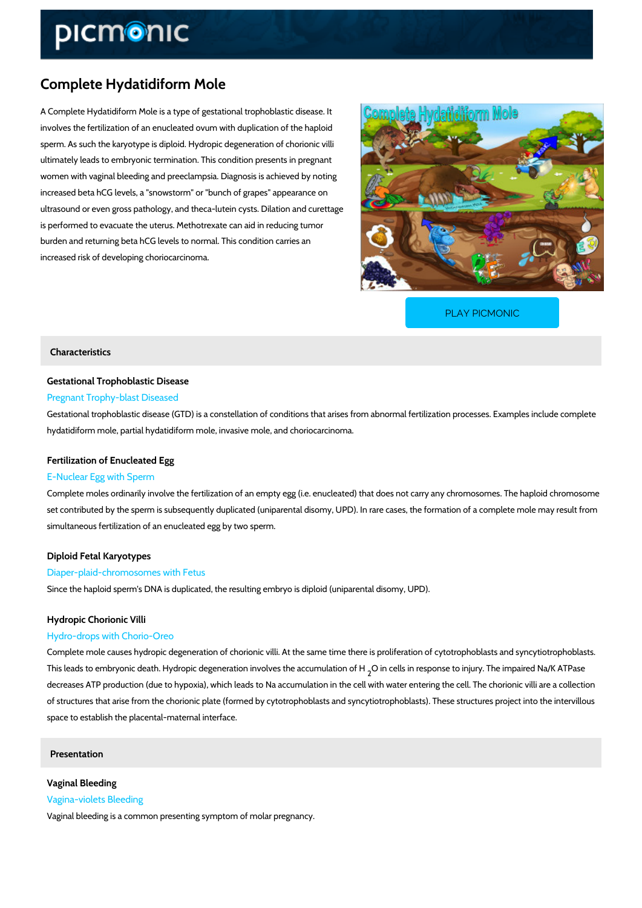# Complete Hydatidiform Mole

A Complete Hydatidiform Mole is a type of gestational trophoblastic disease. It involves the fertilization of an enucleated ovum with duplication of the haploid sperm. As such the karyotype is diploid. Hydropic degeneration of chorionic villi ultimately leads to embryonic termination. This condition presents in pregnant women with vaginal bleeding and preeclampsia. Diagnosis is achieved by noting increased beta hCG levels, a "snowstorm" or "bunch of grapes" appearance on ultrasound or even gross pathology, and theca-lutein cysts. Dilation and curettage is performed to evacuate the uterus. Methotrexate can aid in reducing tumor burden and returning beta hCG levels to normal. This condition carries an increased risk of developing choriocarcinoma.

PLAY PICMONIC

## Characteristics

### Gestational Trophoblastic Disease

Pregnant Trophy-blast Diseased

Gestational trophoblastic disease (GTD) is a constellation of conditions that arises from abnormal fertilization processes. Examples include complete hydatidiform mole, partial hydatidiform mole, invasive mole, and choriocarcinoma.

### Fertilization of Enucleated Egg

E-Nuclear Egg with Sperm

Complete moles ordinarily involve the fertilization of an empty egg (i.e. enucleated) that does not carry any chromosomes. The haploid chromosome set contributed by the sperm is subsequently duplicated (uniparental disomy, UPD). In rare cases, the formation of a complete mole may result from simultaneous fertilization of an enucleated egg by two sperm.

### Diploid Fetal Karyotypes

Diaper-plaid-chromosomes with Fetus

Since the haploid sperm's DNA is duplicated, the resulting embryo is diploid (uniparental disomy, UPD).

### Hydropic Chorionic Villi

Hydro-drops with Chorio-Oreo

Complete mole causes hydropic degeneration of chorionic villi. At the same time there is proliferation of cytotrophoblasts and syncytiotrophoblasts. This leads to embryonic death. Hydropic degeneration involves the accumulation of $H_2O$ in cells in response to injury. The impaired Na/K ATPase decreases ATP production (due to hypoxia), which leads to Na accumulation in the cell with water entering the cell. The chorionic villi are a collection of structures that arise from the chorionic plate (formed by cytotrophoblasts and syncytiotrophoblasts). These structures project into the intervillous space to establish the placental-maternal interface.

## Presentation

### Vaginal Bleeding

Vagina-violets Bleeding

Vaginal bleeding is a common presenting symptom of molar pregnancy.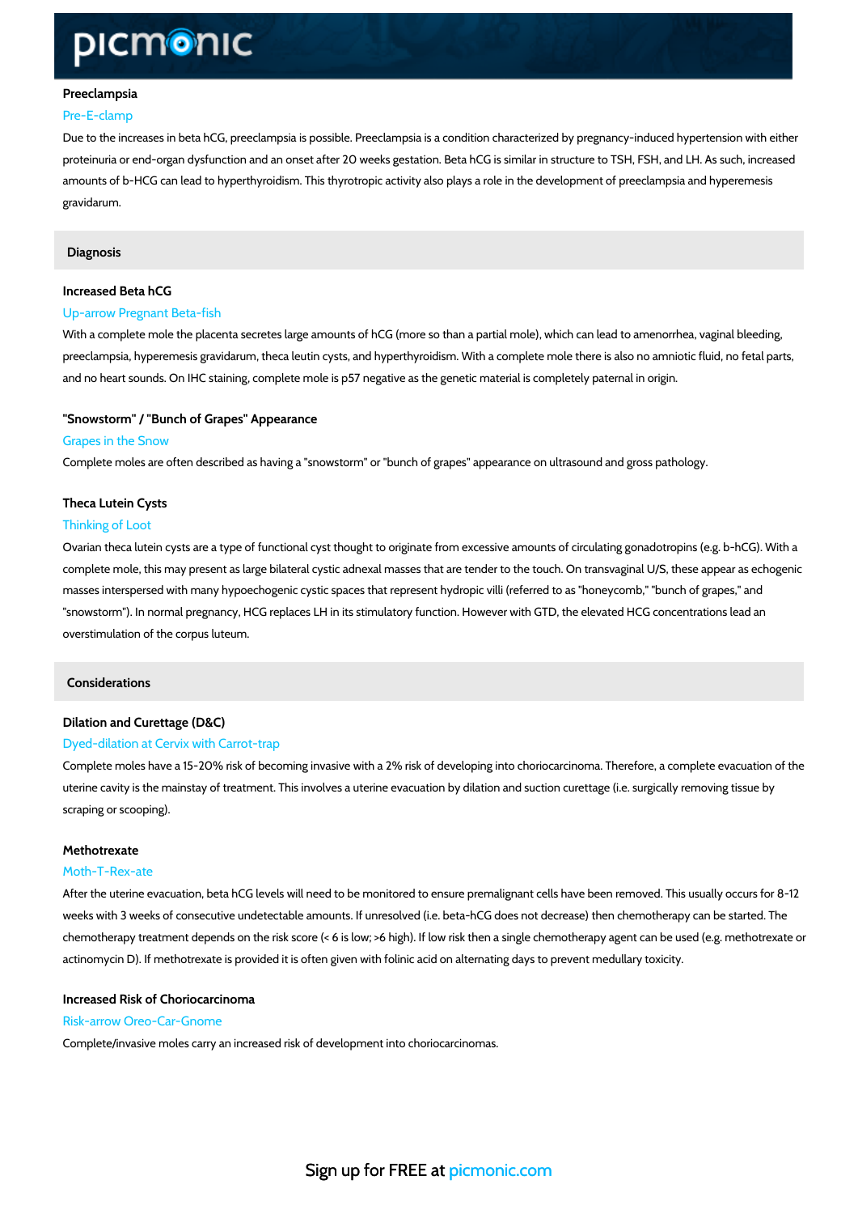### Preeclampsia

Pre-E-clamp

Due to the increases in beta hCG, preeclampsia is possible. Preeclampsia is a condition characterized by pregnancy-induced hypertension with either proteinuria or end-organ dysfunction and an onset after 20 weeks gestation. Beta hCG is similar in structure to TSH, FSH, and LH. As such, increased amounts of b-HCG can lead to hyperthyroidism. This thyrotropic activity also plays a role in the development of preeclampsia and hyperemesis gravidarum.

## Diagnosis

### Increased Beta hCG

Up-arrow Pregnant Beta-fish

With a complete mole the placenta secretes large amounts of hCG (more so than a partial mole), which can lead to amenorrhea, vaginal bleeding, preeclampsia, hyperemesis gravidarum, theca leutin cysts, and hyperthyroidism. With a complete mole there is also no amniotic fluid, no fetal parts, and no heart sounds. On IHC staining, complete mole is p57 negative as the genetic material is completely paternal in origin.

### "Snowstorm" / "Bunch of Grapes" Appearance

Grapes in the Snow

Complete moles are often described as having a "snowstorm" or "bunch of grapes" appearance on ultrasound and gross pathology.

### Theca Lutein Cysts

Thinking of Loot

Ovarian theca lutein cysts are a type of functional cyst thought to originate from excessive amounts of circulating gonadotropins (e.g. b-hCG). With a complete mole, this may present as large bilateral cystic adnexal masses that are tender to the touch. On transvaginal U/S, these appear as echogenic masses interspersed with many hypoechogenic cystic spaces that represent hydropic villi (referred to as "honeycomb," "bunch of grapes," and "snowstorm"). In normal pregnancy, HCG replaces LH in its stimulatory function. However with GTD, the elevated HCG concentrations lead an overstimulation of the corpus luteum.

## Considerations

### Dilation and Curettage (D&C)

Dyed-dilation at Cervix with Carrot-trap

Complete moles have a 15-20% risk of becoming invasive with a 2% risk of developing into choriocarcinoma. Therefore, a complete evacuation of the uterine cavity is the mainstay of treatment. This involves a uterine evacuation by dilation and suction curettage (i.e. surgically removing tissue by scraping or scooping).

### Methotrexate

Moth-T-Rex-ate

After the uterine evacuation, beta hCG levels will need to be monitored to ensure premalignant cells have been removed. This usually occurs for 8-12 weeks with 3 weeks of consecutive undetectable amounts. If unresolved (i.e. beta-hCG does not decrease) then chemotherapy can be started. The chemotherapy treatment depends on the risk score (< 6 is low; >6 high). If low risk then a single chemotherapy agent can be used (e.g. methotrexate or actinomycin D). If methotrexate is provided it is often given with folinic acid on alternating days to prevent medullary toxicity.

### Increased Risk of Choriocarcinoma

Risk-arrow Oreo-Car-Gnome

Complete/invasive moles carry an increased risk of development into choriocarcinomas.